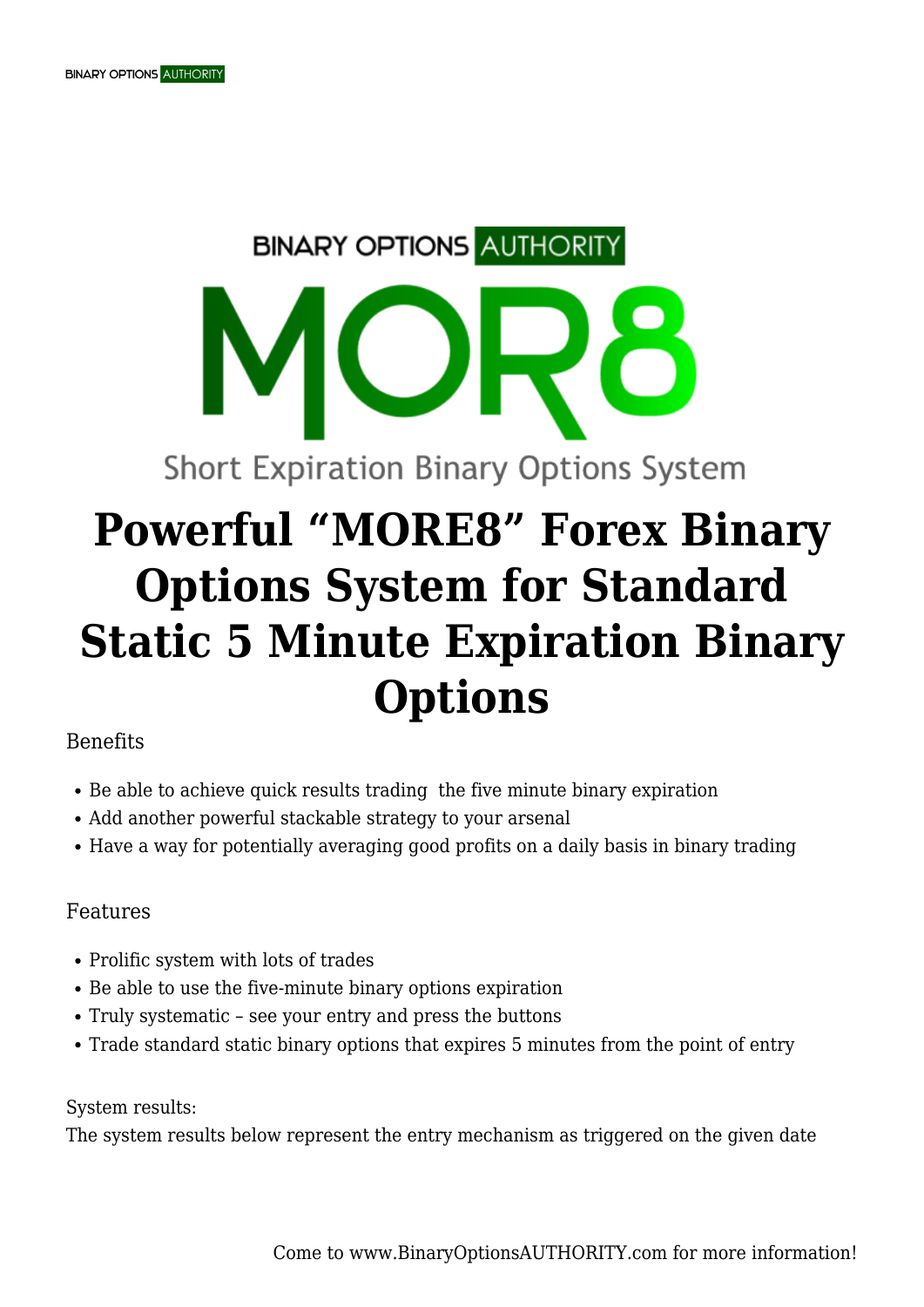BINARY OPTIONS AUTHORITY

MOR8

Short Expiration Binary Options System

# Powerful “MORE8” Forex Binary Options System for Standard Static 5 Minute Expiration Binary Options

Benefits

- Be able to achieve quick results trading the five minute binary expiration
- Add another powerful stackable strategy to your arsenal
- Have a way for potentially averaging good profits on a daily basis in binary trading

Features

- Prolific system with lots of trades
- Be able to use the five-minute binary options expiration
- Truly systematic – see your entry and press the buttons
- Trade standard static binary options that expires 5 minutes from the point of entry

System results:
The system results below represent the entry mechanism as triggered on the given date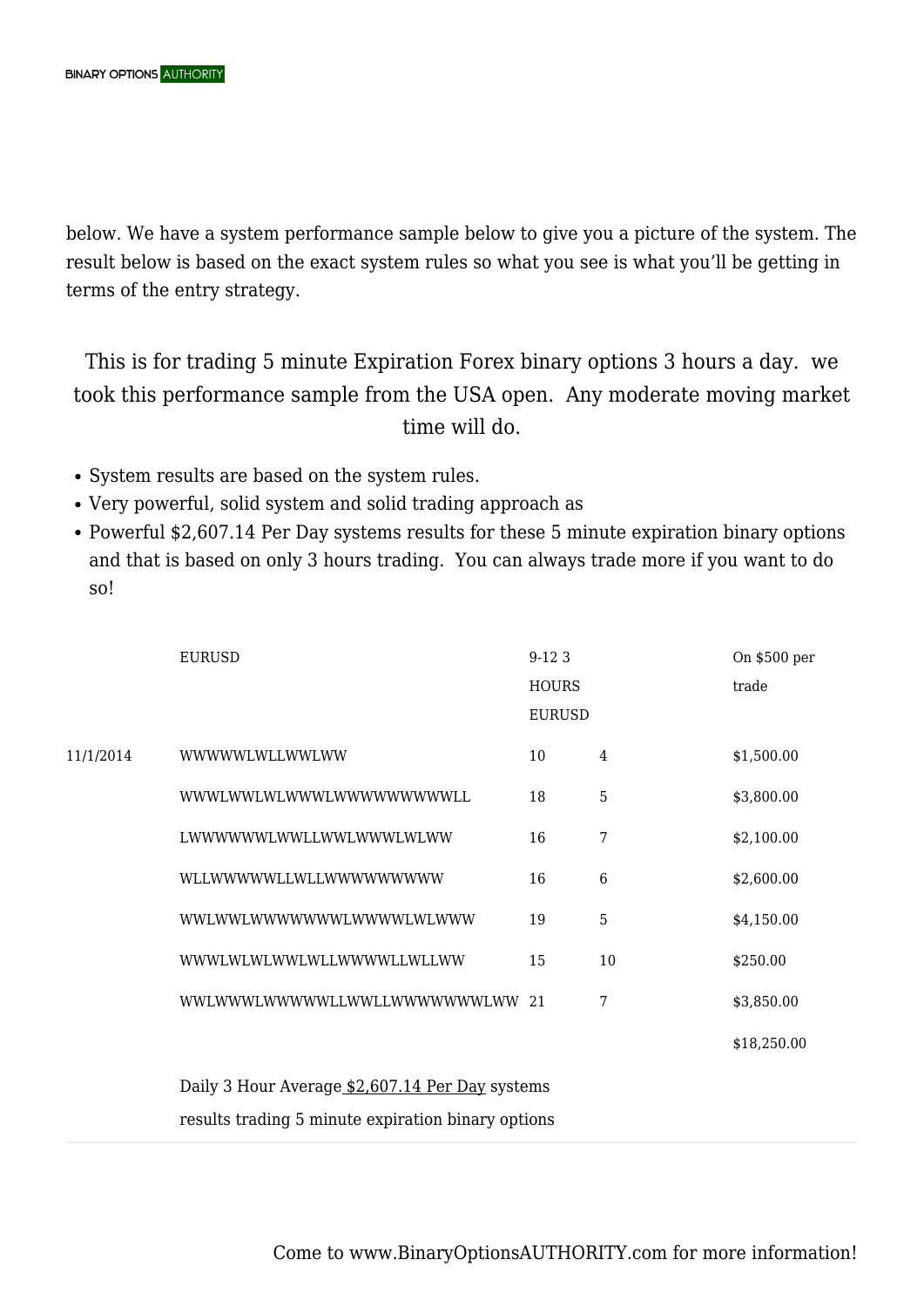below. We have a system performance sample below to give you a picture of the system. The result below is based on the exact system rules so what you see is what you'll be getting in terms of the entry strategy.

This is for trading 5 minute Expiration Forex binary options 3 hours a day. we took this performance sample from the USA open. Any moderate moving market time will do.

- System results are based on the system rules.
- Very powerful, solid system and solid trading approach as
- Powerful $2,607.14 Per Day systems results for these 5 minute expiration binary options and that is based on only 3 hours trading. You can always trade more if you want to do so!

| | EURUSD | 9-12 3 HOURS EURUSD | | On $500 per trade |
|---|---|---|---|---|
| 11/1/2014 | WWWWWLWLLWWLWW | 10 | 4 | $1,500.00 |
| | WWWLWWLWLWWWLWWWWWWWWWLL | 18 | 5 | $3,800.00 |
| | LWWWWWWLWWLLWWLWWWLWLWW | 16 | 7 | $2,100.00 |
| | WLLWWWWWLLWLLWWWWWWWWW | 16 | 6 | $2,600.00 |
| | WWLWWLWWWWWWWLWWWWLWLWWW | 19 | 5 | $4,150.00 |
| | WWWLWLWLWWLWLLWWWWLLWLLWW | 15 | 10 | $250.00 |
| | WWLWWWLWWWWWLLWWLLWWWWWWWLWW | 21 | 7 | $3,850.00 |
| | | | | $18,250.00 |

Daily 3 Hour Average $2,607.14 Per Day systems results trading 5 minute expiration binary options

Come to www.BinaryOptionsAUTHORITY.com for more information!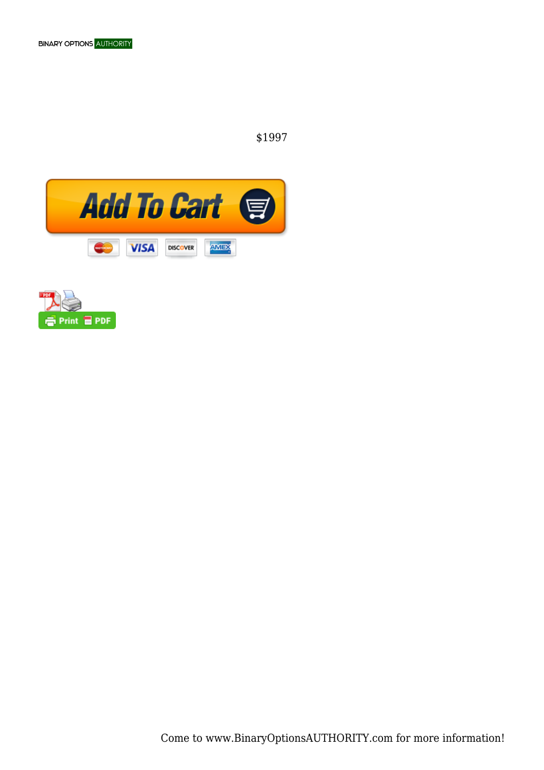$1997

Add To Cart

Print PDF